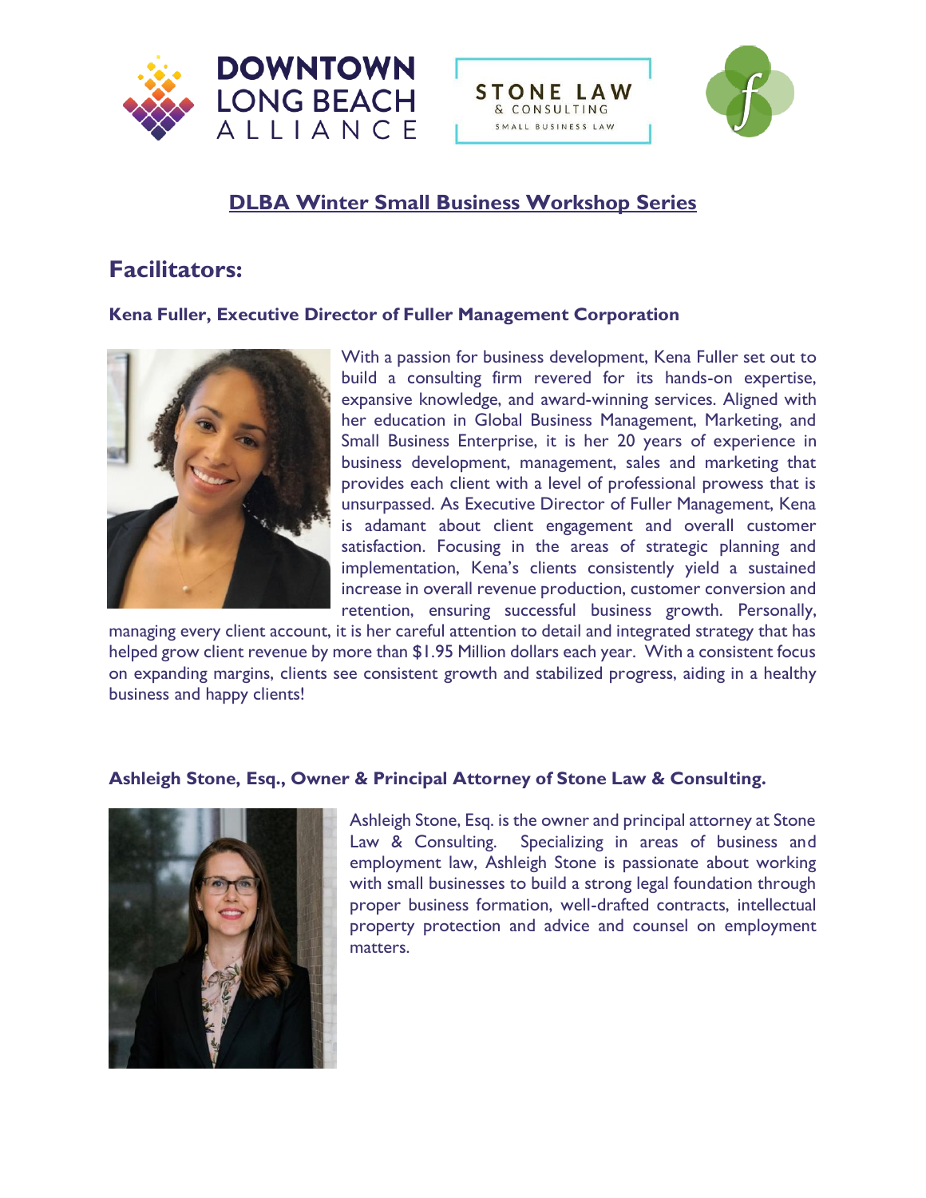## DLBA Winter Small Business Workshop Series

# Facilitators:

### Kena Fuller, Executive Director of Fuller Management Corporation

With a passion for business development, Kena Fuller set out to build a consulting firm revered for its hands-on expertise, expansive knowledge, and award-winning services. Aligned with her education in Global Business Management, Marketing, and Small Business Enterprise, it is her 20 years of experience in business development, management, sales and marketing that provides each client with a level of professional prowess that is unsurpassed. As Executive Director of Fuller Management, Kena is adamant about client engagement and overall customer satisfaction. Focusing in the areas of strategic planning and implementation, Kena's clients consistently yield a sustained increase in overall revenue production, customer conversion and retention, ensuring successful business growth. Personally, managing every client account, it is her careful attention to detail and integrated strategy that has helped grow client revenue by more than $1.95 Million dollars each year. With a consistent focus on expanding margins, clients see consistent growth and stabilized progress, aiding in a healthy business and happy clients!

### Ashleigh Stone, Esq., Owner & Principal Attorney of Stone Law & Consulting.

Ashleigh Stone, Esq. is the owner and principal attorney at Stone Law & Consulting. Specializing in areas of business and employment law, Ashleigh Stone is passionate about working with small businesses to build a strong legal foundation through proper business formation, well-drafted contracts, intellectual property protection and advice and counsel on employment matters.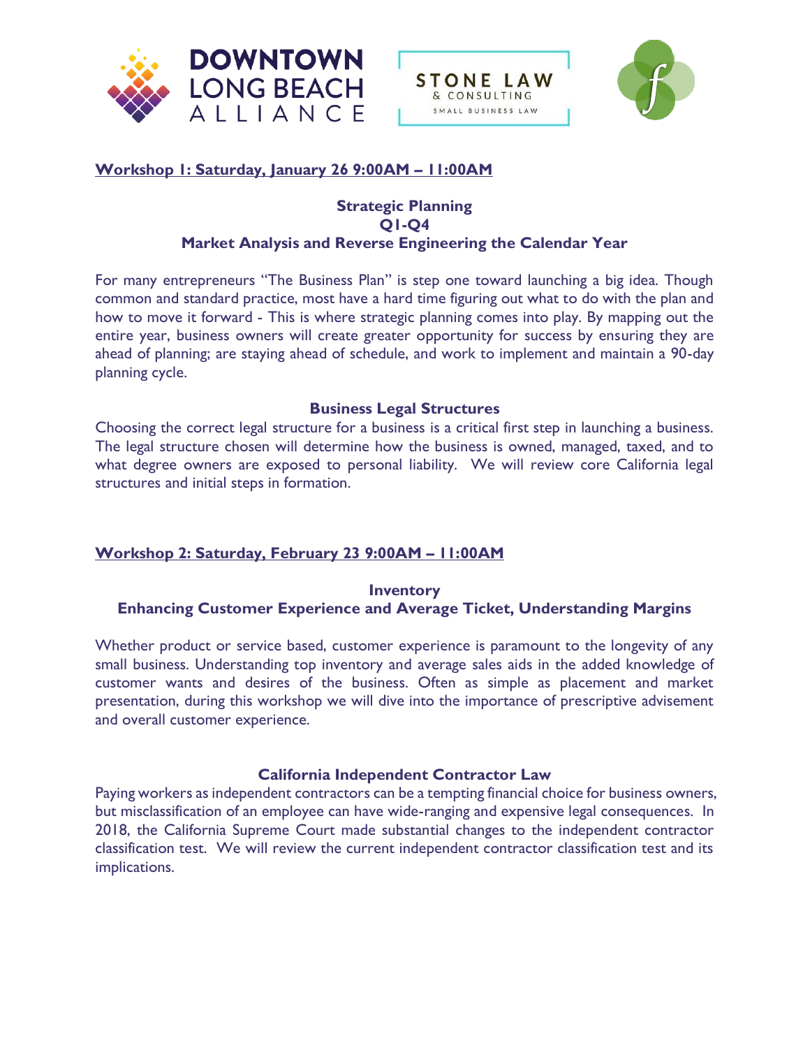DOWNTOWN LONG BEACH ALLIANCE

STONE LAW & CONSULTING SMALL BUSINESS LAW

## Workshop 1: Saturday, January 26 9:00AM – 11:00AM

### Strategic Planning
### Q1-Q4
### Market Analysis and Reverse Engineering the Calendar Year

For many entrepreneurs "The Business Plan" is step one toward launching a big idea. Though common and standard practice, most have a hard time figuring out what to do with the plan and how to move it forward - This is where strategic planning comes into play. By mapping out the entire year, business owners will create greater opportunity for success by ensuring they are ahead of planning; are staying ahead of schedule, and work to implement and maintain a 90-day planning cycle.

### Business Legal Structures

Choosing the correct legal structure for a business is a critical first step in launching a business. The legal structure chosen will determine how the business is owned, managed, taxed, and to what degree owners are exposed to personal liability. We will review core California legal structures and initial steps in formation.

## Workshop 2: Saturday, February 23 9:00AM – 11:00AM

### Inventory
### Enhancing Customer Experience and Average Ticket, Understanding Margins

Whether product or service based, customer experience is paramount to the longevity of any small business. Understanding top inventory and average sales aids in the added knowledge of customer wants and desires of the business. Often as simple as placement and market presentation, during this workshop we will dive into the importance of prescriptive advisement and overall customer experience.

### California Independent Contractor Law

Paying workers as independent contractors can be a tempting financial choice for business owners, but misclassification of an employee can have wide-ranging and expensive legal consequences. In 2018, the California Supreme Court made substantial changes to the independent contractor classification test. We will review the current independent contractor classification test and its implications.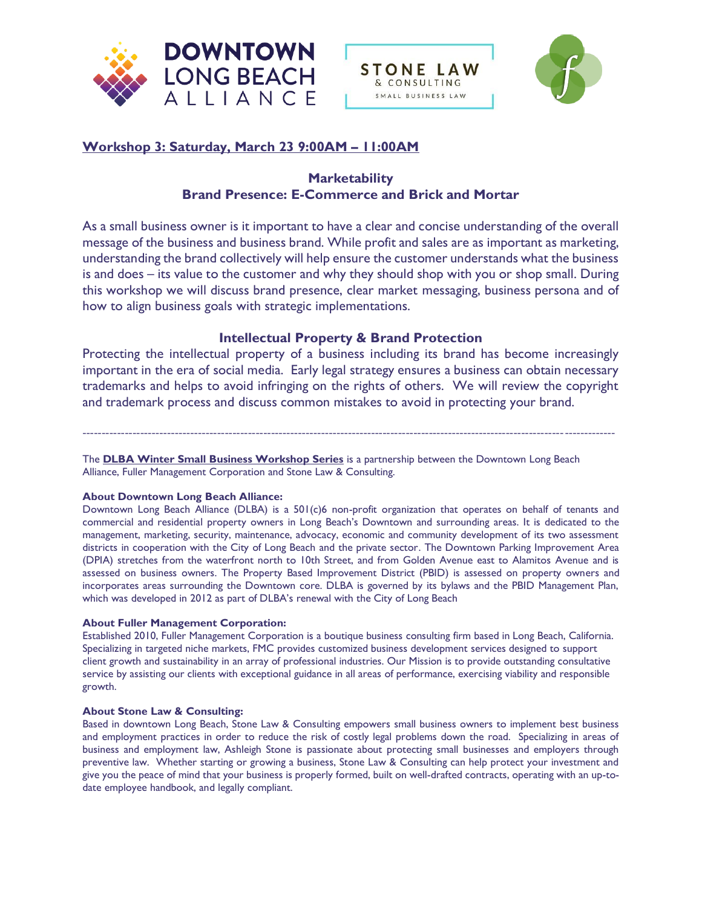DOWNTOWN LONG BEACH ALLIANCE

STONE LAW & CONSULTING SMALL BUSINESS LAW

**Workshop 3: Saturday, March 23 9:00AM – 11:00AM**

## Marketability
## Brand Presence: E-Commerce and Brick and Mortar

As a small business owner is it important to have a clear and concise understanding of the overall message of the business and business brand. While profit and sales are as important as marketing, understanding the brand collectively will help ensure the customer understands what the business is and does – its value to the customer and why they should shop with you or shop small. During this workshop we will discuss brand presence, clear market messaging, business persona and of how to align business goals with strategic implementations.

## Intellectual Property & Brand Protection

Protecting the intellectual property of a business including its brand has become increasingly important in the era of social media. Early legal strategy ensures a business can obtain necessary trademarks and helps to avoid infringing on the rights of others. We will review the copyright and trademark process and discuss common mistakes to avoid in protecting your brand.

---

The **DLBA Winter Small Business Workshop Series** is a partnership between the Downtown Long Beach Alliance, Fuller Management Corporation and Stone Law & Consulting.

**About Downtown Long Beach Alliance:**
Downtown Long Beach Alliance (DLBA) is a 501(c)6 non-profit organization that operates on behalf of tenants and commercial and residential property owners in Long Beach's Downtown and surrounding areas. It is dedicated to the management, marketing, security, maintenance, advocacy, economic and community development of its two assessment districts in cooperation with the City of Long Beach and the private sector. The Downtown Parking Improvement Area (DPIA) stretches from the waterfront north to 10th Street, and from Golden Avenue east to Alamitos Avenue and is assessed on business owners. The Property Based Improvement District (PBID) is assessed on property owners and incorporates areas surrounding the Downtown core. DLBA is governed by its bylaws and the PBID Management Plan, which was developed in 2012 as part of DLBA's renewal with the City of Long Beach

**About Fuller Management Corporation:**
Established 2010, Fuller Management Corporation is a boutique business consulting firm based in Long Beach, California. Specializing in targeted niche markets, FMC provides customized business development services designed to support client growth and sustainability in an array of professional industries. Our Mission is to provide outstanding consultative service by assisting our clients with exceptional guidance in all areas of performance, exercising viability and responsible growth.

**About Stone Law & Consulting:**
Based in downtown Long Beach, Stone Law & Consulting empowers small business owners to implement best business and employment practices in order to reduce the risk of costly legal problems down the road. Specializing in areas of business and employment law, Ashleigh Stone is passionate about protecting small businesses and employers through preventive law. Whether starting or growing a business, Stone Law & Consulting can help protect your investment and give you the peace of mind that your business is properly formed, built on well-drafted contracts, operating with an up-to-date employee handbook, and legally compliant.